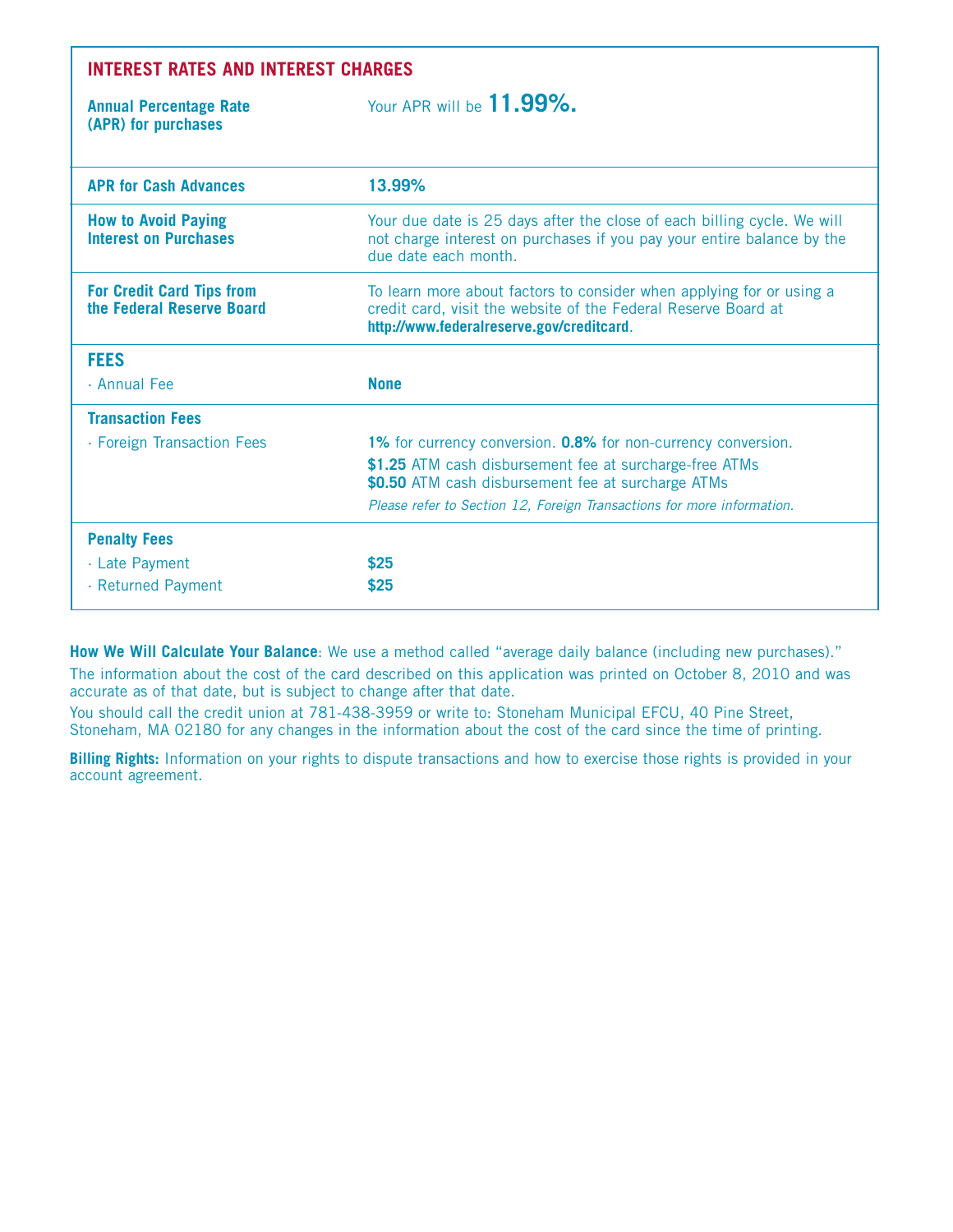| **INTEREST RATES AND INTEREST CHARGES** | |
|---|---|
| **Annual Percentage Rate (APR) for purchases** | Your APR will be **11.99%.** |
| **APR for Cash Advances** | **13.99%** |
| **How to Avoid Paying Interest on Purchases** | Your due date is 25 days after the close of each billing cycle. We will not charge interest on purchases if you pay your entire balance by the due date each month. |
| **For Credit Card Tips from the Federal Reserve Board** | To learn more about factors to consider when applying for or using a credit card, visit the website of the Federal Reserve Board at **http://www.federalreserve.gov/creditcard**. |
| **FEES** | |
| · Annual Fee | **None** |
| **Transaction Fees** | |
| · Foreign Transaction Fees | **1%** for currency conversion. **0.8%** for non-currency conversion.<br>**$1.25** ATM cash disbursement fee at surcharge-free ATMs<br>**$0.50** ATM cash disbursement fee at surcharge ATMs<br>*Please refer to Section 12, Foreign Transactions for more information.* |
| **Penalty Fees** | |
| · Late Payment | **$25** |
| · Returned Payment | **$25** |

**How We Will Calculate Your Balance**: We use a method called "average daily balance (including new purchases)."

The information about the cost of the card described on this application was printed on October 8, 2010 and was accurate as of that date, but is subject to change after that date.

You should call the credit union at 781-438-3959 or write to: Stoneham Municipal EFCU, 40 Pine Street, Stoneham, MA 02180 for any changes in the information about the cost of the card since the time of printing.

**Billing Rights:** Information on your rights to dispute transactions and how to exercise those rights is provided in your account agreement.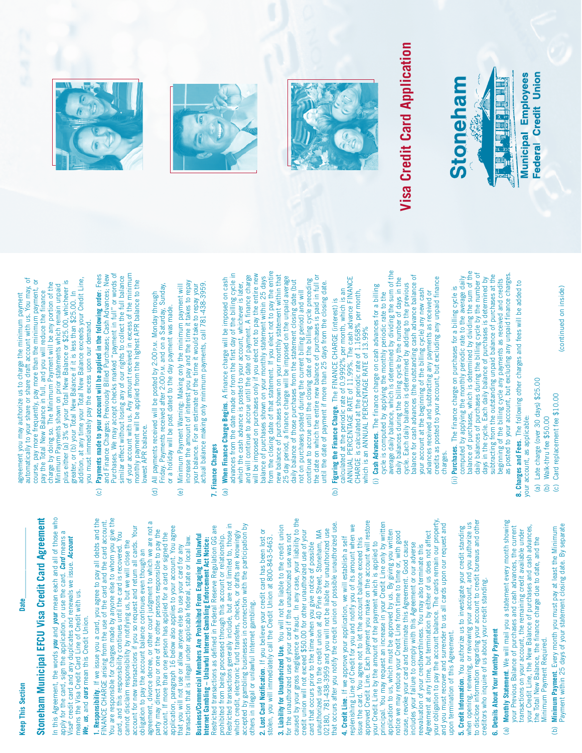Keep This Section

Date_______________

# Stoneham Municipal EFCU Visa Credit Card Agreement

In this Agreement, the words ***you*** and ***your*** mean each and all of those who apply for the card, sign the application, or use the card. ***Card*** means a Visa® credit card and any duplicates and renewals we issue. ***Account*** means the Visa Credit Card Line of Credit with us.

***We***, ***us***, and ***ours*** mean this Credit Union.

**1. Responsibility**. If we issue you a card, you agree to pay all debts and the FINANCE CHARGE arising from the use of the card and the card account. You are responsible for charges made by anyone else to whom you give the card, and this responsibility continues until the card is recovered. You cannot disclaim responsibility by notifying us, but we will close the account for new transactions if you so request and return all cards. Your obligation to pay the account balance continues even though an agreement, divorce decree, or other court judgment to which we are not a party may direct you or one of the other persons responsible to pay the account. If more than one person has applied for a card or signed the application, paragraph 16 below also applies to your account. You agree that you will not use or allow anyone else to use your card for any transaction that is illegal under applicable federal, state or local law.

**Business/Commercial Members Are Prohibited From Engaging In Unlawful Internet Gambling – Unlawful Internet Gambling Enforcement Act Notice:** Restricted transactions as defined in Federal Reserve Regulation GG are prohibited from being processed through this account or relationship. Restricted transactions generally include, but are not limited to, those in which credit, electronic fund transfers, checks, or drafts are knowingly accepted by gambling businesses in connection with the participation by others in illegal or unlawful Internet gambling.

**2. Lost Card Notification**. If you believe your credit card has been lost or stolen, you will immediately call the Credit Union at 800-843-5463.

**3. Liability for Unauthorized Use**. You will not be liable to the credit union for the unauthorized use of your card if the unauthorized use was not caused by your gross negligence or fraud. In any case, your liability to the credit union will not exceed $50.00 for other unauthorized use of your card that occurs prior to the time when you give notice of possible unauthorized use to the credit union at 40 Pine Street, Stoneham, MA 02180, 781-438-3959 and you will not be liable for unauthorized use that occurs after you notify the credit union of possible unauthorized use.

**4. Credit Line**. If we approve your application, we will establish a self replenishing Line of Credit for you and notify you of its amount when we issue the card. You agree not to let the account balance exceed this approved Credit Line. Each payment you make on the account will restore your Credit Line by the amount of the payment which is applied to principal. You may request an increase in your Credit Line only by written application to us, which must be approved by us. By giving you written notice we may reduce your Credit Line from time to time or, with good cause, revoke your card and terminate this Agreement. Good cause includes your failure to comply with this Agreement or our adverse reevaluation of your creditworthiness. You may also terminate this Agreement at any time, but termination by either of us does not affect your obligation to pay the account balance. The cards remain our property, and you must recover and surrender to us all cards upon our request and upon termination of this Agreement.

**5. Credit Information**. You authorize us to investigate your credit standing when opening, renewing, or reviewing your account, and you authorize us to disclose information regarding your account to credit bureaus and other creditors who inquire of us about your credit standing.

**6. Details About Your Monthly Payment**

(a) **Monthly Statement**. We will mail you a statement every month showing your Previous Balance of purchases and cash advances, the current transactions on your account, the remaining credit available under your Credit Line, the New Balance of purchases and cash advances, the Total New Balance, the finance charge due to date, and the Minimum Payment Required.

(b) **Minimum Payment**. Every month you must pay at least the Minimum Payment within 25 days of your statement closing date. By separate agreement you may authorize us to charge the minimum payment automatically to your share or share draft account with us. You may, of course, pay more frequently, pay more than the minimum payment, or pay the Total New Balance in full, and you will reduce the finance charge by doing so. The Minimum Payment will be any portion of the Minimum Payments shown on prior statements which remain unpaid plus either (a) 3% of your Total New Balance or $25.00, whichever is greater, or (b) your Total New Balance if it is less than $25.00. In addition, at any time your Total New Balance exceeds your Credit Line, you must immediately pay the excess upon our demand.

(c) **Payments made to your account will be applied in the following order**: Fees and Finance Charges; Previously Billed Purchases; Cash Advances; New Purchases. We may accept checks marked "payment in full" or words of similar effect without losing any of our rights to collect the full balance of your account with us. Any amount received in excess of the minimum monthly payment will be applied from the highest APR balance to the lowest APR balance.

(d) All payments received will be posted by 2:00 P.M. Monday through Friday. Payments received after 2:00 P.M. and on a Saturday, Sunday, or a holiday will be post dated to the day payment was made.

(e) Minimum Payment Warning: Making only the minimum payment will increase the amount of interest you pay and the time it takes to repay your balance. For an estimate of the time it would take to repay your actual balance making only minimum payments, call 781-438-3959.

**7. Finance Charges**

(a) **When Finance Charge Begins**. A finance charge will be imposed on cash advances from the date made or from the first day of the billing cycle in which the cash advance is posted to your account, whichever is later, and will continue to accrue until the date of payment. A finance charge will be imposed on purchases only if you elect not to pay the entire new balance of purchases shown on your monthly statement within 25 days from the closing date of that statement. If you elect not to pay the entire new balance of purchases shown on your monthly statement within that 25 day period, a finance charge will be imposed on the unpaid average daily balance of those purchases from the statement closing date (but not on purchases posted during the current billing period) and will continue to accrue until the closing date of the billing cycle preceding the date on which the entire new balance of purchases is paid in full or until the date of payment if more than 25 days from the closing date.

(b) **Figuring the Finance Charge**. The FINANCE CHARGE (interest) is calculated at the periodic rate of 0.9992% per month, which is an ANNUAL PERCENTAGE RATE of 11.99%. The cash advance FINANCE CHARGE is calculated at the periodic rate of 1.1658% per month, which is an ANNUAL PERCENTAGE RATE of 13.99%

(i) **Cash Advances**. The finance charge on cash advances for a billing cycle is computed by applying the monthly periodic rate to the average daily balance, which is determined by dividing the sum of the daily balances during the billing cycle by the number of days in the cycle. Each daily balance is determined by adding to the previous balance for cash advances (the outstanding cash advance balance of your account at the beginning of the billing cycle) any new cash advances received and subtracting any payments as received or credits as posted to your account, but excluding any unpaid finance charges.

(ii) **Purchases**. The finance charge on purchases for a billing cycle is computed by applying the monthly periodic rate to the average daily balance of purchases, which is determined by dividing the sum of the daily balances of purchases during the billing cycle by the number of days in the cycle. Each daily balance of purchases is determined by subtracting from the outstanding unpaid balance of purchases at the beginning of the billing cycle any payments as received and credits as posted to your account, but excluding any unpaid finance charges.

**8. Charges and Fees**. The following other charges and fees will be added to your account, as applicable:

(a) Late charge (over 30 days) $25.00

(b) Walk-thru fee $50.00

(c) Card replacement fee $10.00

(continued on inside)

# Visa Credit Card Application

Stoneham Municipal Employees Federal Credit Union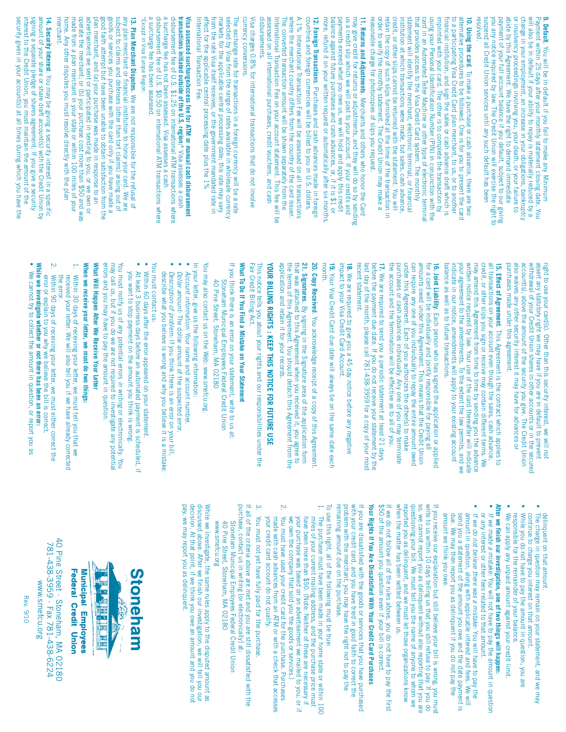**9. Default.** You will be in default if you fail to make any Minimum Payment within 25 days after your monthly statement closing date. You will also be in default if your ability to repay is materially reduced by a change in your employment, an increase in your obligations, bankruptcy or insolvency proceedings involving you, your death, or your failure to abide by this Agreement. We have the right to demand immediate payment of your full account balance if you default, subject to our giving you any notice required by law. The Credit Union will exercise the right to suspend all Credit Union services until any such default has been resolved.

**10. Using the card.** To make a purchase or cash advance, there are two alternative procedures to be followed. One is for you to present the card to a participating Visa Credit Card plan merchant, to us, or to another financial institution, and sign the sales or cash advance draft which is imprinted with your card. The other is to complete the transaction by using your Personal Identification Number (PIN) in conjunction with the card in an Automated Teller Machine or other type of electronic terminal that provides access to the Visa Credit Card system. The monthly statement will identify the merchant, electronic terminal, or financial institution at which transactions were made, but sales, cash advance, credit, or other slips cannot be returned with the statement. You will retain the copy of such slips furnished at the time of the transaction in order to verify the monthly statement. The Credit Union may make a reasonable charge for photocopies of slips you request.

**11. Returns and Adjustments.** Merchants and others who honor the Card may give credit for returns or adjustments, and they will do so by sending us a credit slip which we will post to your account. If your credits and payments exceed what you owe us, we will hold and apply this credit balance against future purchases and cash advances, or, if it is $1 or more, refund it on your written request or automatically after six months.

**12. Foreign Transactions.** Purchases and cash advances made in foreign countries and foreign currencies will be billed to you in U.S. dollars. A 1% International Transaction Fee will be assessed on all transactions where the merchant country differs from the country of the card issuer. The converted transaction amount will be shown separately from the International Transaction Fee on your account statement. This fee will be assessed on all international purchases, credit vouchers, and cash disbursements.

Visa charges 0.8% for international transactions that do not involve currency conversions.

The exchange rate for transactions in a foreign currency will be a rate selected by Visa from the range of rates available in wholesale currency markets for the applicable central processing date; this rate may vary from the rate Visa itself receives, or the government mandated rate in effect for the applicable central processing date plus the 1% International Transaction Fee.

**Visa assessed surcharge/access fee for ATM or manual cash disbursement transactions initiated outside of the U.S. region:*** Visa assesses a cash disbursement fee of U.S. $1.25 on international ATM transactions where a surcharge fee has not been assessed. Visa assesses a cash disbursement fee of U.S. $0.50 on international ATM transactions where a surcharge fee has been assessed.

*Except in Visa Europe Region.

**13. Plan Merchant Disputes.** We are not responsible for the refusal of any plan merchant or financial institution to honor your card. We are subject to claims and defenses (other than tort claims) arising out of goods or services you purchase with the card only if you have made a good faith attempt but have been unable to obtain satisfaction from the plan merchant, and (a) your purchase was made in response to an advertisement we sent or participated in sending to you; or we own or operate the merchant; or (b) your purchase cost more than $50 and was made from a plan merchant in your state or within 100 miles of your home. Any other disputes you must resolve directly with the plan merchant.

**14. Security Interest.** You may be giving a security interest in a specific amount of your share or share draft account(s) with the Credit Union by signing a separate pledge of shares agreement. If you give a security interest to the Credit Union, you must maintain the amount of the security given in your account(s) at all times during which you have the right to use your card(s). Other than this security interest, we will not assert any statutory right we may have if you are in default to prevent withdrawal of your Credit Union shares in other accounts or in the secured account(s), above the amount of the security you give. The Credit Union also waives any other security interest it may have for advances or purchases made under this agreement.

**15. Effect of Agreement.** This Agreement is the contract which applies to all transactions on your account even though the sales, cash advance, credit, or other slips you sign or receive may contain different terms. We may amend this Agreement from time to time by sending you the advance written notice required by law. Your use of the card thereafter will indicate your agreement to the amendments. To the extent the law permits, and we indicate in our notice, amendments will apply to your existing account balance as well as to future transactions.

**16. Joint Liability.** Each person who has signed the application or applied for a card will be individually and jointly responsible for paying all amounts owed under this Agreement. This means that the Credit Union can require any one of you individually to repay the entire amount owed under this Agreement. Each of you authorizes the other(s) to make purchases or cash advances individually. Any one of you may terminate the account and the termination will be effective as to all of you.

**17.** We are required to send you a periodic statement at least 21 days before the payment due date. If you do not receive your statement by the last day of the month, please call 781-438-3959 for a copy of your most recent statement.

**18.** We are required to give you a 45 day notice before any negative impact to your Visa Credit Card Account.

**19.** Your Visa Credit Card due date will always be on the same date each month.

**20. Copy Received.** You acknowledge receipt of a copy of this Agreement.

**21. Signatures.** By signing in the Signature area of the application form that was attached to this Agreement when you received it, you agree to the terms of this Agreement. You should detach this Agreement from the application and retain it for your records.

## YOUR BILLING RIGHTS : KEEP THIS NOTICE FOR FUTURE USE

This notice tells you about your rights and our responsibilities under the Fair Credit Billing Act.

### What To Do If You Find a Mistake on Your Statement

If you think there is an error on your statement, write to us at:

Stoneham Municipal Employees Federal Credit Union
40 Pine Street, Stoneham, MA 02180

You may also contact us on the Web: www.smefcu.org.

In your letter, give us the following information:

- *Account information:* Your name and account number.
- *Dollar amount:* The dollar amount of the suspected error.
- *Description of problem:* If you think there is an error on your bill, describe what you believe is wrong and why you believe it is a mistake.

You must contact us:

- Within 60 days after the error appeared on your statement.
- At least 3 business days before an automated payment is scheduled, if you want to stop payment on the amount you think is wrong.

You must notify us of any potential errors *in writing* or electronically. You may call us, but if you do we are not required to investigate any potential errors and you may have to pay the amount in question.

### What Will Happen After We Receive Your Letter

**When we receive your letter, we must do two things:**

1. Within 30 days of receiving your letter, we must tell you that we received your letter. We will also tell you if we have already corrected the error.
2. Within 90 days of receiving your letter, we must either correct the error or explain to you why we believe the bill is correct.

**While we investigate whether or not there has been an error:**

- We cannot try to collect the amount in question, or report you as delinquent on that amount.
- The charge in question may remain on your statement, and we may continue to charge you interest on that amount.
- While you do not have to pay the amount in question, you are responsible for the remainder of your balance.
- We can apply any unpaid amount against your credit limit.

**After we finish our investigation, one of two things will happen:**

- *If we made a mistake:* You will not have to pay the amount in question or any interest or other fees related to that amount.
- *If we do not believe there was a mistake:* You will have to pay the amount in question, along with applicable interest and fees. We will send you a statement of the amount you owe and the date payment is due. We may then report you as delinquent if you do not pay the amount we think you owe.

If you receive our explanation but still believe your bill is wrong, you must write to us within 10 days telling us that you still refuse to pay. If you do so, we cannot report you as delinquent without also reporting that you are questioning your bill. We must tell you the name of anyone to whom we reported you as delinquent, and we must let those organizations know when the matter has been settled between us.

If we do not follow all of the rules above, you do not have to pay the first $50 of the amount you question even if your bill is correct.

### Your Rights If You Are Dissatisfied With Your Credit Card Purchases

If you are dissatisfied with the goods or services that you have purchased with your credit card, and you have tried in good faith to correct the problem with the merchant, you may have the right not to pay the remaining amount due on the purchase.

To use this right, all of the following must be true:

1. The purchase must have been made in your home state or within 100 miles of your current mailing address, and the purchase price must have been more than $50. (Note: Neither of these are necessary if your purchase was based on an advertisement we mailed to you, or if we own the company that sold you the goods or services.)
2. You must have used your credit card for the purchase. Purchases made with cash advances from an ATM or with a check that accesses your credit card account do not qualify.
3. You must not yet have fully paid for the purchase.

If all of the criteria above are met and you are still dissatisfied with the purchase, contact us in writing [or electronically] at:

Stoneham Municipal Employees Federal Credit Union
40 Pine Street, Stoneham, MA 02180
www.smefcu.org

While we investigate, the same rules apply to the disputed amount as discussed above. After we finish our investigation, we will tell you our decision. At that point, if we think you owe an amount and you do not pay, we may report you as delinquent.

**Stoneham**
**Municipal Employees Federal Credit Union**

40 Pine Street · Stoneham, MA 02180
781-438-3959 · Fax 781-438-6224
www.smefcu.org

Rev. 9/10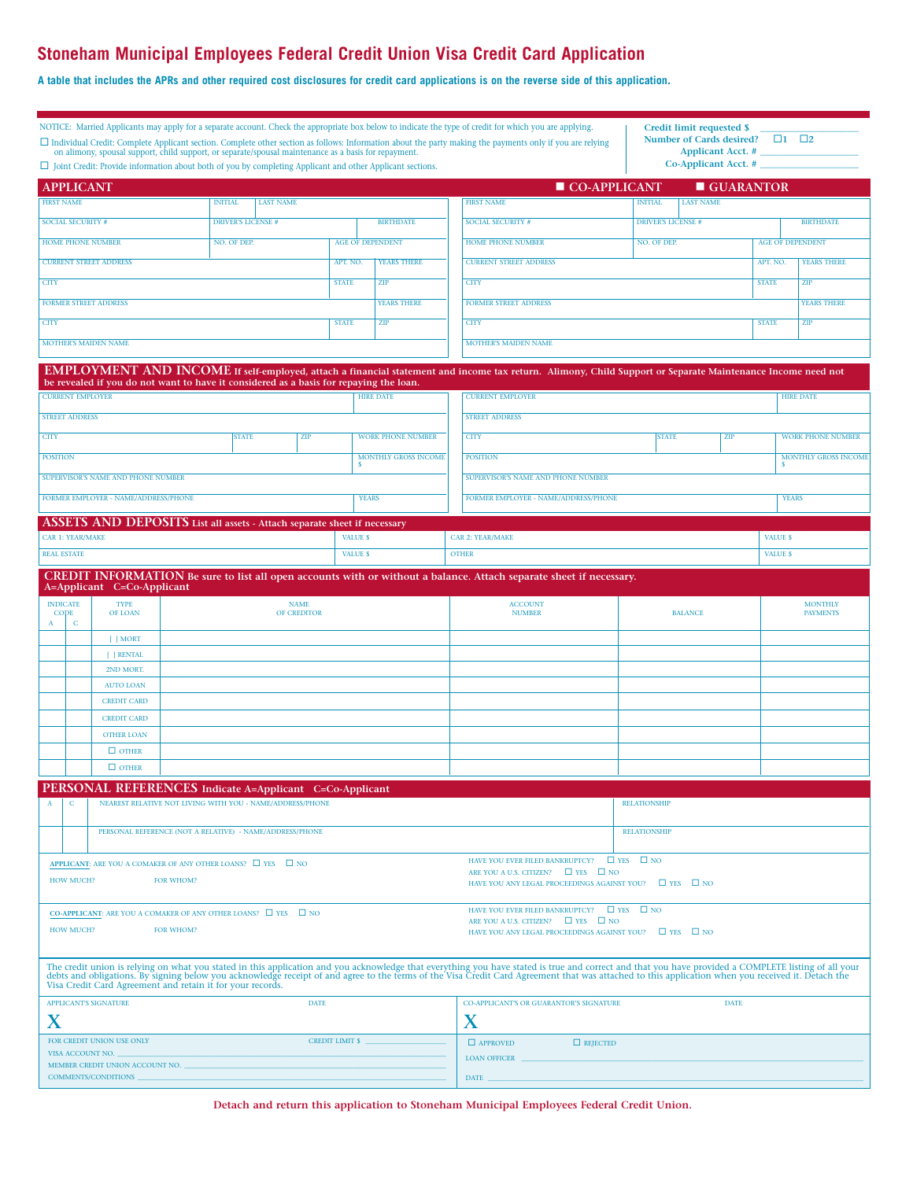# Stoneham Municipal Employees Federal Credit Union Visa Credit Card Application

**A table that includes the APRs and other required cost disclosures for credit card applications is on the reverse side of this application.**

NOTICE: Married Applicants may apply for a separate account. Check the appropriate box below to indicate the type of credit for which you are applying.

☐ Individual Credit: Complete Applicant section. Complete other section as follows: Information about the party making the payments only if you are relying on alimony, spousal support, child support, or separate/spousal maintenance as a basis for repayment.

☐ Joint Credit: Provide information about both of you by completing Applicant and other Applicant sections.

**Credit limit requested $** ________________
**Number of Cards desired?** ☐1 ☐2
**Applicant Acct. #** ________________
**Co-Applicant Acct. #** ________________

## APPLICANT

| | | |
|---|---|---|
| FIRST NAME | INITIAL | LAST NAME |
| SOCIAL SECURITY # | DRIVER'S LICENSE # | BIRTHDATE |
| HOME PHONE NUMBER | NO. OF DEP. | AGE OF DEPENDENT |
| CURRENT STREET ADDRESS | APT. NO. | YEARS THERE |
| CITY | STATE | ZIP |
| FORMER STREET ADDRESS | | YEARS THERE |
| CITY | STATE | ZIP |
| MOTHER'S MAIDEN NAME | | |

## ■ CO-APPLICANT ■ GUARANTOR

| | | |
|---|---|---|
| FIRST NAME | INITIAL | LAST NAME |
| SOCIAL SECURITY # | DRIVER'S LICENSE # | BIRTHDATE |
| HOME PHONE NUMBER | NO. OF DEP. | AGE OF DEPENDENT |
| CURRENT STREET ADDRESS | APT. NO. | YEARS THERE |
| CITY | STATE | ZIP |
| FORMER STREET ADDRESS | | YEARS THERE |
| CITY | STATE | ZIP |
| MOTHER'S MAIDEN NAME | | |

## EMPLOYMENT AND INCOME

If self-employed, attach a financial statement and income tax return. Alimony, Child Support or Separate Maintenance Income need not be revealed if you do not want to have it considered as a basis for repaying the loan.

| | | | |
|---|---|---|---|
| CURRENT EMPLOYER | | | HIRE DATE |
| STREET ADDRESS | | | |
| CITY | STATE | ZIP | WORK PHONE NUMBER |
| POSITION | | | MONTHLY GROSS INCOME $ |
| SUPERVISOR'S NAME AND PHONE NUMBER | | | |
| FORMER EMPLOYER - NAME/ADDRESS/PHONE | | | YEARS |

| | | | |
|---|---|---|---|
| CURRENT EMPLOYER | | | HIRE DATE |
| STREET ADDRESS | | | |
| CITY | STATE | ZIP | WORK PHONE NUMBER |
| POSITION | | | MONTHLY GROSS INCOME $ |
| SUPERVISOR'S NAME AND PHONE NUMBER | | | |
| FORMER EMPLOYER - NAME/ADDRESS/PHONE | | | YEARS |

## ASSETS AND DEPOSITS

List all assets - Attach separate sheet if necessary

| | | | |
|---|---|---|---|
| CAR 1: YEAR/MAKE | VALUE $ | CAR 2: YEAR/MAKE | VALUE $ |
| REAL ESTATE | VALUE $ | OTHER | VALUE $ |

## CREDIT INFORMATION

Be sure to list all open accounts with or without a balance. Attach separate sheet if necessary.
A=Applicant C=Co-Applicant

| INDICATE CODE A | C | TYPE OF LOAN | NAME OF CREDITOR | ACCOUNT NUMBER | BALANCE | MONTHLY PAYMENTS |
|---|---|---|---|---|---|---|
| | | [ ] MORT | | | | |
| | | [ ] RENTAL | | | | |
| | | 2ND MORT. | | | | |
| | | AUTO LOAN | | | | |
| | | CREDIT CARD | | | | |
| | | CREDIT CARD | | | | |
| | | OTHER LOAN | | | | |
| | | ☐ OTHER | | | | |
| | | ☐ OTHER | | | | |

## PERSONAL REFERENCES

Indicate A=Applicant C=Co-Applicant

| A | C | | |
|---|---|---|---|
| | | NEAREST RELATIVE NOT LIVING WITH YOU - NAME/ADDRESS/PHONE | RELATIONSHIP |
| | | PERSONAL REFERENCE (NOT A RELATIVE) - NAME/ADDRESS/PHONE | RELATIONSHIP |

APPLICANT: ARE YOU A COMAKER OF ANY OTHER LOANS? ☐ YES ☐ NO
HOW MUCH? FOR WHOM?

HAVE YOU EVER FILED BANKRUPTCY? ☐ YES ☐ NO
ARE YOU A U.S. CITIZEN? ☐ YES ☐ NO
HAVE YOU ANY LEGAL PROCEEDINGS AGAINST YOU? ☐ YES ☐ NO

CO-APPLICANT: ARE YOU A COMAKER OF ANY OTHER LOANS? ☐ YES ☐ NO
HOW MUCH? FOR WHOM?

HAVE YOU EVER FILED BANKRUPTCY? ☐ YES ☐ NO
ARE YOU A U.S. CITIZEN? ☐ YES ☐ NO
HAVE YOU ANY LEGAL PROCEEDINGS AGAINST YOU? ☐ YES ☐ NO

The credit union is relying on what you stated in this application and you acknowledge that everything you have stated is true and correct and that you have provided a COMPLETE listing of all your debts and obligations. By signing below you acknowledge receipt of and agree to the terms of the Visa Credit Card Agreement that was attached to this application when you received it. Detach the Visa Credit Card Agreement and retain it for your records.

| | | | |
|---|---|---|---|
| APPLICANT'S SIGNATURE | DATE | CO-APPLICANT'S OR GUARANTOR'S SIGNATURE | DATE |
| **X** | | **X** | |

FOR CREDIT UNION USE ONLY CREDIT LIMIT $ ________________
VISA ACCOUNT NO. ________________
MEMBER CREDIT UNION ACCOUNT NO. ________________
COMMENTS/CONDITIONS ________________

☐ APPROVED ☐ REJECTED
LOAN OFFICER ________________
DATE ________________

**Detach and return this application to Stoneham Municipal Employees Federal Credit Union.**